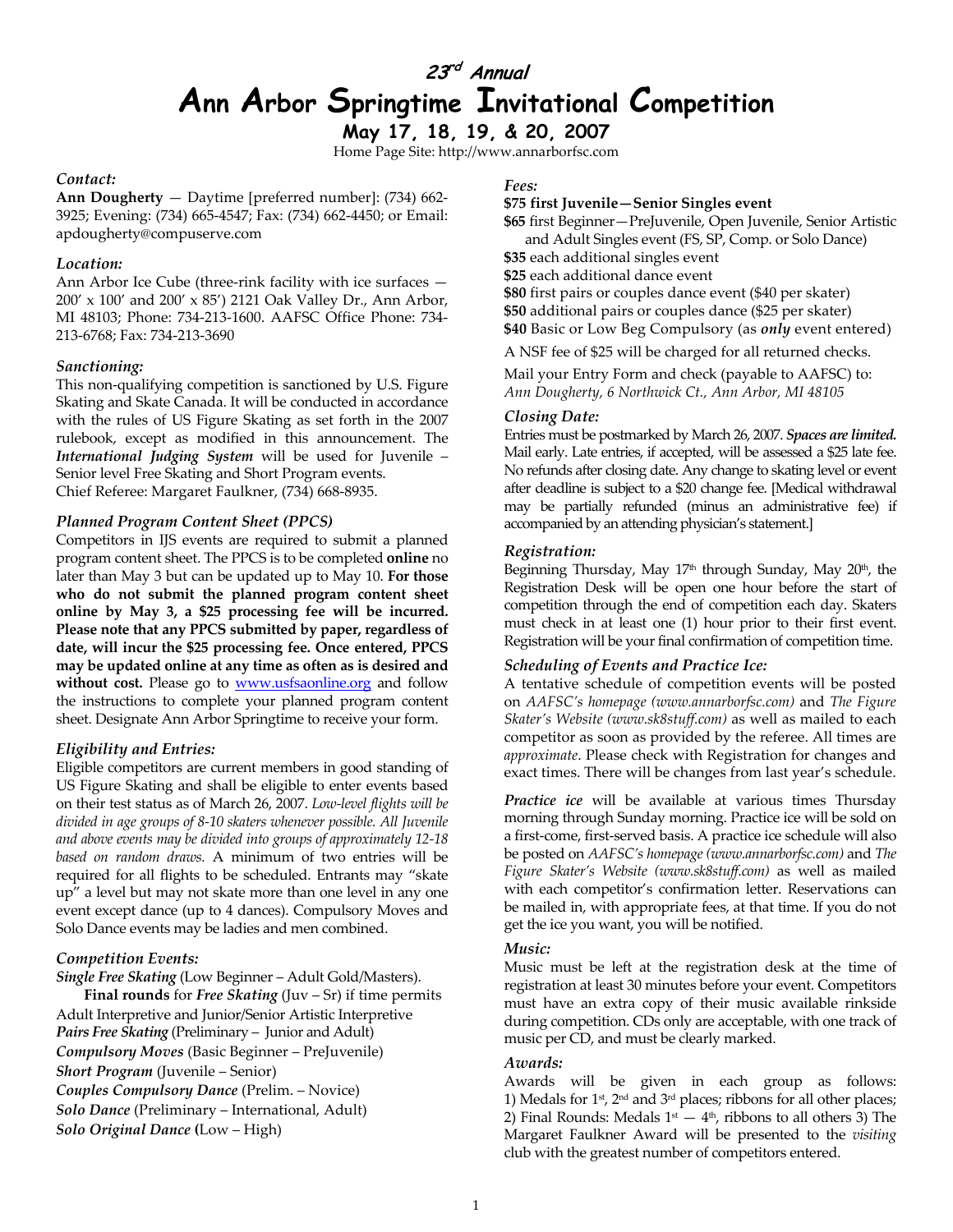# 23rd Annual
# Ann Arbor Springtime Invitational Competition

**May 17, 18, 19, & 20, 2007**

Home Page Site: http://www.annarborfsc.com

### *Contact:*

**Ann Dougherty** — Daytime [preferred number]: (734) 662-3925; Evening: (734) 665-4547; Fax: (734) 662-4450; or Email: apdougherty@compuserve.com

### *Location:*

Ann Arbor Ice Cube (three-rink facility with ice surfaces — 200' x 100' and 200' x 85') 2121 Oak Valley Dr., Ann Arbor, MI 48103; Phone: 734-213-1600. AAFSC Office Phone: 734-213-6768; Fax: 734-213-3690

### *Sanctioning:*

This non-qualifying competition is sanctioned by U.S. Figure Skating and Skate Canada. It will be conducted in accordance with the rules of US Figure Skating as set forth in the 2007 rulebook, except as modified in this announcement. The ***International Judging System*** will be used for Juvenile – Senior level Free Skating and Short Program events.
Chief Referee: Margaret Faulkner, (734) 668-8935.

### *Planned Program Content Sheet (PPCS)*

Competitors in IJS events are required to submit a planned program content sheet. The PPCS is to be completed **online** no later than May 3 but can be updated up to May 10. **For those who do not submit the planned program content sheet online by May 3, a $25 processing fee will be incurred. Please note that any PPCS submitted by paper, regardless of date, will incur the $25 processing fee. Once entered, PPCS may be updated online at any time as often as is desired and without cost.** Please go to www.usfsaonline.org and follow the instructions to complete your planned program content sheet. Designate Ann Arbor Springtime to receive your form.

### *Eligibility and Entries:*

Eligible competitors are current members in good standing of US Figure Skating and shall be eligible to enter events based on their test status as of March 26, 2007. *Low-level flights will be divided in age groups of 8-10 skaters whenever possible. All Juvenile and above events may be divided into groups of approximately 12-18 based on random draws.* A minimum of two entries will be required for all flights to be scheduled. Entrants may "skate up" a level but may not skate more than one level in any one event except dance (up to 4 dances). Compulsory Moves and Solo Dance events may be ladies and men combined.

### *Competition Events:*

***Single Free Skating*** (Low Beginner – Adult Gold/Masters).
**Final rounds** for ***Free Skating*** (Juv – Sr) if time permits
Adult Interpretive and Junior/Senior Artistic Interpretive
***Pairs Free Skating*** (Preliminary – Junior and Adult)
***Compulsory Moves*** (Basic Beginner – PreJuvenile)
***Short Program*** (Juvenile – Senior)
***Couples Compulsory Dance*** (Prelim. – Novice)
***Solo Dance*** (Preliminary – International, Adult)
***Solo Original Dance*** (Low – High)

### *Fees:*

**$75 first Juvenile—Senior Singles event**
**$65** first Beginner—PreJuvenile, Open Juvenile, Senior Artistic and Adult Singles event (FS, SP, Comp. or Solo Dance)
**$35** each additional singles event
**$25** each additional dance event
**$80** first pairs or couples dance event ($40 per skater)
**$50** additional pairs or couples dance ($25 per skater)
**$40** Basic or Low Beg Compulsory (as ***only*** event entered)

A NSF fee of $25 will be charged for all returned checks.

Mail your Entry Form and check (payable to AAFSC) to:
*Ann Dougherty, 6 Northwick Ct., Ann Arbor, MI 48105*

### *Closing Date:*

Entries must be postmarked by March 26, 2007. ***Spaces are limited.*** Mail early. Late entries, if accepted, will be assessed a $25 late fee. No refunds after closing date. Any change to skating level or event after deadline is subject to a $20 change fee. [Medical withdrawal may be partially refunded (minus an administrative fee) if accompanied by an attending physician's statement.]

### *Registration:*

Beginning Thursday, May 17th through Sunday, May 20th, the Registration Desk will be open one hour before the start of competition through the end of competition each day. Skaters must check in at least one (1) hour prior to their first event. Registration will be your final confirmation of competition time.

### *Scheduling of Events and Practice Ice:*

A tentative schedule of competition events will be posted on *AAFSC's homepage (www.annarborfsc.com)* and *The Figure Skater's Website (www.sk8stuff.com)* as well as mailed to each competitor as soon as provided by the referee. All times are *approximate*. Please check with Registration for changes and exact times. There will be changes from last year's schedule.

***Practice ice*** will be available at various times Thursday morning through Sunday morning. Practice ice will be sold on a first-come, first-served basis. A practice ice schedule will also be posted on *AAFSC's homepage (www.annarborfsc.com)* and *The Figure Skater's Website (www.sk8stuff.com)* as well as mailed with each competitor's confirmation letter. Reservations can be mailed in, with appropriate fees, at that time. If you do not get the ice you want, you will be notified.

### *Music:*

Music must be left at the registration desk at the time of registration at least 30 minutes before your event. Competitors must have an extra copy of their music available rinkside during competition. CDs only are acceptable, with one track of music per CD, and must be clearly marked.

### *Awards:*

Awards will be given in each group as follows: 1) Medals for 1st, 2nd and 3rd places; ribbons for all other places; 2) Final Rounds: Medals 1st — 4th, ribbons to all others 3) The Margaret Faulkner Award will be presented to the *visiting* club with the greatest number of competitors entered.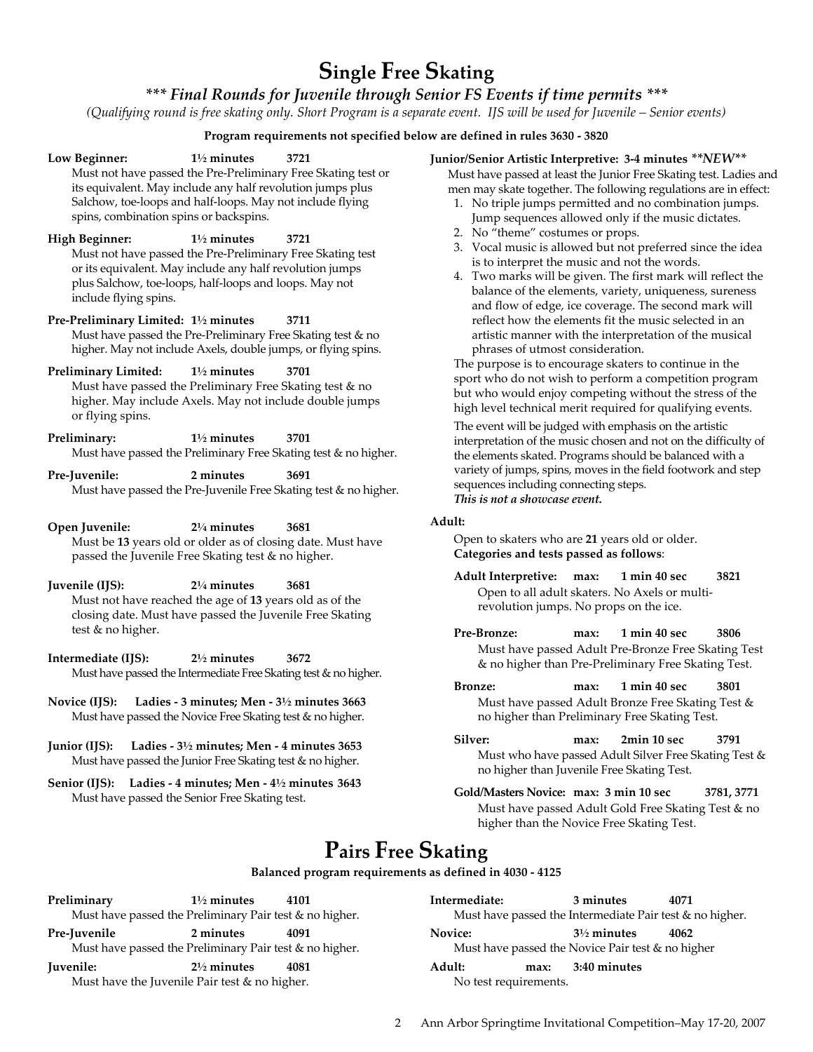# Single Free Skating

***\*\*\* Final Rounds for Juvenile through Senior FS Events if time permits \*\*\****

*(Qualifying round is free skating only. Short Program is a separate event. IJS will be used for Juvenile – Senior events)*

**Program requirements not specified below are defined in rules 3630 - 3820**

**Low Beginner: 1½ minutes 3721**
Must not have passed the Pre-Preliminary Free Skating test or its equivalent. May include any half revolution jumps plus Salchow, toe-loops and half-loops. May not include flying spins, combination spins or backspins.

**High Beginner: 1½ minutes 3721**
Must not have passed the Pre-Preliminary Free Skating test or its equivalent. May include any half revolution jumps plus Salchow, toe-loops, half-loops and loops. May not include flying spins.

**Pre-Preliminary Limited: 1½ minutes 3711**
Must have passed the Pre-Preliminary Free Skating test & no higher. May not include Axels, double jumps, or flying spins.

**Preliminary Limited: 1½ minutes 3701**
Must have passed the Preliminary Free Skating test & no higher. May include Axels. May not include double jumps or flying spins.

**Preliminary: 1½ minutes 3701**
Must have passed the Preliminary Free Skating test & no higher.

**Pre-Juvenile: 2 minutes 3691**
Must have passed the Pre-Juvenile Free Skating test & no higher.

**Open Juvenile: 2¼ minutes 3681**
Must be **13** years old or older as of closing date. Must have passed the Juvenile Free Skating test & no higher.

**Juvenile (IJS): 2¼ minutes 3681**
Must not have reached the age of **13** years old as of the closing date. Must have passed the Juvenile Free Skating test & no higher.

**Intermediate (IJS): 2½ minutes 3672**
Must have passed the Intermediate Free Skating test & no higher.

**Novice (IJS): Ladies - 3 minutes; Men - 3½ minutes 3663**
Must have passed the Novice Free Skating test & no higher.

**Junior (IJS): Ladies - 3½ minutes; Men - 4 minutes 3653**
Must have passed the Junior Free Skating test & no higher.

**Senior (IJS): Ladies - 4 minutes; Men - 4½ minutes 3643**
Must have passed the Senior Free Skating test.

**Junior/Senior Artistic Interpretive: 3-4 minutes *\*\*NEW\*\****
Must have passed at least the Junior Free Skating test. Ladies and men may skate together. The following regulations are in effect:

1. No triple jumps permitted and no combination jumps. Jump sequences allowed only if the music dictates.
2. No "theme" costumes or props.
3. Vocal music is allowed but not preferred since the idea is to interpret the music and not the words.
4. Two marks will be given. The first mark will reflect the balance of the elements, variety, uniqueness, sureness and flow of edge, ice coverage. The second mark will reflect how the elements fit the music selected in an artistic manner with the interpretation of the musical phrases of utmost consideration.

The purpose is to encourage skaters to continue in the sport who do not wish to perform a competition program but who would enjoy competing without the stress of the high level technical merit required for qualifying events.

The event will be judged with emphasis on the artistic interpretation of the music chosen and not on the difficulty of the elements skated. Programs should be balanced with a variety of jumps, spins, moves in the field footwork and step sequences including connecting steps.

***This is not a showcase event.***

**Adult:**

Open to skaters who are **21** years old or older.
**Categories and tests passed as follows**:

**Adult Interpretive: max: 1 min 40 sec 3821**
Open to all adult skaters. No Axels or multi-revolution jumps. No props on the ice.

**Pre-Bronze: max: 1 min 40 sec 3806**
Must have passed Adult Pre-Bronze Free Skating Test & no higher than Pre-Preliminary Free Skating Test.

**Bronze: max: 1 min 40 sec 3801**
Must have passed Adult Bronze Free Skating Test & no higher than Preliminary Free Skating Test.

**Silver: max: 2min 10 sec 3791**
Must who have passed Adult Silver Free Skating Test & no higher than Juvenile Free Skating Test.

**Gold/Masters Novice: max: 3 min 10 sec 3781, 3771**
Must have passed Adult Gold Free Skating Test & no higher than the Novice Free Skating Test.

# Pairs Free Skating

**Balanced program requirements as defined in 4030 - 4125**

**Preliminary 1½ minutes 4101**
Must have passed the Preliminary Pair test & no higher.

**Pre-Juvenile 2 minutes 4091**
Must have passed the Preliminary Pair test & no higher.

**Juvenile: 2½ minutes 4081**
Must have the Juvenile Pair test & no higher.

**Intermediate: 3 minutes 4071**
Must have passed the Intermediate Pair test & no higher.

**Novice: 3½ minutes 4062**
Must have passed the Novice Pair test & no higher

**Adult: max: 3:40 minutes**
No test requirements.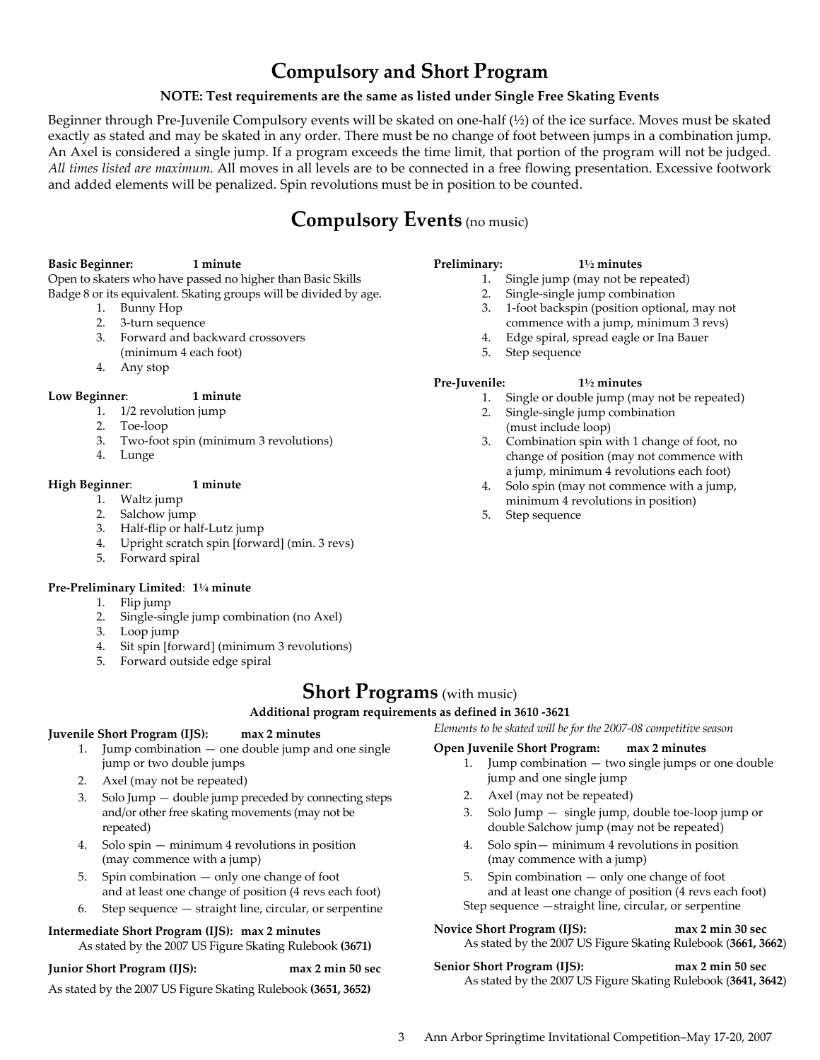# Compulsory and Short Program

**NOTE: Test requirements are the same as listed under Single Free Skating Events**

Beginner through Pre-Juvenile Compulsory events will be skated on one-half (½) of the ice surface. Moves must be skated exactly as stated and may be skated in any order. There must be no change of foot between jumps in a combination jump. An Axel is considered a single jump. If a program exceeds the time limit, that portion of the program will not be judged. *All times listed are maximum.* All moves in all levels are to be connected in a free flowing presentation. Excessive footwork and added elements will be penalized. Spin revolutions must be in position to be counted.

## Compulsory Events (no music)

**Basic Beginner: 1 minute**
Open to skaters who have passed no higher than Basic Skills Badge 8 or its equivalent. Skating groups will be divided by age.

1. Bunny Hop
2. 3-turn sequence
3. Forward and backward crossovers (minimum 4 each foot)
4. Any stop

**Low Beginner: 1 minute**

1. 1/2 revolution jump
2. Toe-loop
3. Two-foot spin (minimum 3 revolutions)
4. Lunge

**High Beginner: 1 minute**

1. Waltz jump
2. Salchow jump
3. Half-flip or half-Lutz jump
4. Upright scratch spin [forward] (min. 3 revs)
5. Forward spiral

**Pre-Preliminary Limited: 1¼ minute**

1. Flip jump
2. Single-single jump combination (no Axel)
3. Loop jump
4. Sit spin [forward] (minimum 3 revolutions)
5. Forward outside edge spiral

**Preliminary: 1½ minutes**

1. Single jump (may not be repeated)
2. Single-single jump combination
3. 1-foot backspin (position optional, may not commence with a jump, minimum 3 revs)
4. Edge spiral, spread eagle or Ina Bauer
5. Step sequence

**Pre-Juvenile: 1½ minutes**

1. Single or double jump (may not be repeated)
2. Single-single jump combination (must include loop)
3. Combination spin with 1 change of foot, no change of position (may not commence with a jump, minimum 4 revolutions each foot)
4. Solo spin (may not commence with a jump, minimum 4 revolutions in position)
5. Step sequence

## Short Programs (with music)

**Additional program requirements as defined in 3610 -3621**

*Elements to be skated will be for the 2007-08 competitive season*

**Juvenile Short Program (IJS): max 2 minutes**

1. Jump combination — one double jump and one single jump or two double jumps
2. Axel (may not be repeated)
3. Solo Jump — double jump preceded by connecting steps and/or other free skating movements (may not be repeated)
4. Solo spin — minimum 4 revolutions in position (may commence with a jump)
5. Spin combination — only one change of foot and at least one change of position (4 revs each foot)
6. Step sequence — straight line, circular, or serpentine

**Intermediate Short Program (IJS): max 2 minutes**
As stated by the 2007 US Figure Skating Rulebook **(3671)**

**Junior Short Program (IJS): max 2 min 50 sec**
As stated by the 2007 US Figure Skating Rulebook **(3651, 3652)**

**Open Juvenile Short Program: max 2 minutes**

1. Jump combination — two single jumps or one double jump and one single jump
2. Axel (may not be repeated)
3. Solo Jump — single jump, double toe-loop jump or double Salchow jump (may not be repeated)
4. Solo spin— minimum 4 revolutions in position (may commence with a jump)
5. Spin combination — only one change of foot and at least one change of position (4 revs each foot)

Step sequence —straight line, circular, or serpentine

**Novice Short Program (IJS): max 2 min 30 sec**
As stated by the 2007 US Figure Skating Rulebook (**3661, 3662**)

**Senior Short Program (IJS): max 2 min 50 sec**
As stated by the 2007 US Figure Skating Rulebook (**3641, 3642**)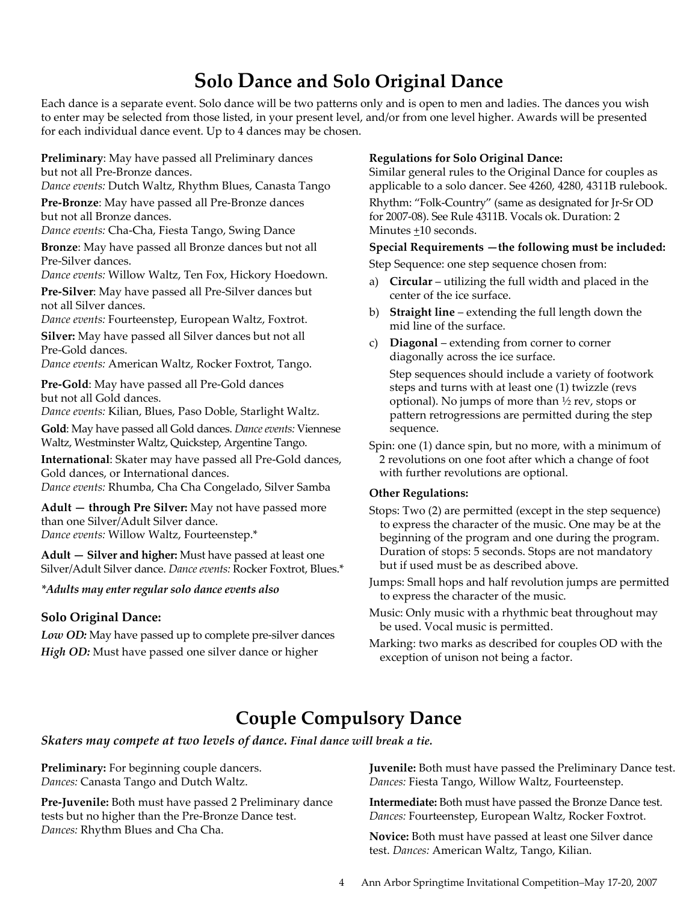# Solo Dance and Solo Original Dance

Each dance is a separate event. Solo dance will be two patterns only and is open to men and ladies. The dances you wish to enter may be selected from those listed, in your present level, and/or from one level higher. Awards will be presented for each individual dance event. Up to 4 dances may be chosen.

**Preliminary**: May have passed all Preliminary dances but not all Pre-Bronze dances.
*Dance events:* Dutch Waltz, Rhythm Blues, Canasta Tango

**Pre-Bronze**: May have passed all Pre-Bronze dances but not all Bronze dances.
*Dance events:* Cha-Cha, Fiesta Tango, Swing Dance

**Bronze**: May have passed all Bronze dances but not all Pre-Silver dances.
*Dance events:* Willow Waltz, Ten Fox, Hickory Hoedown.

**Pre-Silver**: May have passed all Pre-Silver dances but not all Silver dances.
*Dance events:* Fourteenstep, European Waltz, Foxtrot.

**Silver:** May have passed all Silver dances but not all Pre-Gold dances.
*Dance events:* American Waltz, Rocker Foxtrot, Tango.

**Pre-Gold**: May have passed all Pre-Gold dances but not all Gold dances.
*Dance events:* Kilian, Blues, Paso Doble, Starlight Waltz.

**Gold**: May have passed all Gold dances. *Dance events:* Viennese Waltz, Westminster Waltz, Quickstep, Argentine Tango.

**International**: Skater may have passed all Pre-Gold dances, Gold dances, or International dances.
*Dance events:* Rhumba, Cha Cha Congelado, Silver Samba

**Adult — through Pre Silver:** May not have passed more than one Silver/Adult Silver dance.
*Dance events:* Willow Waltz, Fourteenstep.*

**Adult — Silver and higher:** Must have passed at least one Silver/Adult Silver dance. *Dance events:* Rocker Foxtrot, Blues.*

***Adults may enter regular solo dance events also***

### Solo Original Dance:

***Low OD:*** May have passed up to complete pre-silver dances

***High OD:*** Must have passed one silver dance or higher

**Regulations for Solo Original Dance:**

Similar general rules to the Original Dance for couples as applicable to a solo dancer. See 4260, 4280, 4311B rulebook.

Rhythm: "Folk-Country" (same as designated for Jr-Sr OD for 2007-08). See Rule 4311B. Vocals ok. Duration: 2 Minutes ±10 seconds.

**Special Requirements —the following must be included:**

Step Sequence: one step sequence chosen from:

a) **Circular** – utilizing the full width and placed in the center of the ice surface.
b) **Straight line** – extending the full length down the mid line of the surface.
c) **Diagonal** – extending from corner to corner diagonally across the ice surface.

Step sequences should include a variety of footwork steps and turns with at least one (1) twizzle (revs optional). No jumps of more than ½ rev, stops or pattern retrogressions are permitted during the step sequence.

Spin: one (1) dance spin, but no more, with a minimum of 2 revolutions on one foot after which a change of foot with further revolutions are optional.

**Other Regulations:**

Stops: Two (2) are permitted (except in the step sequence) to express the character of the music. One may be at the beginning of the program and one during the program. Duration of stops: 5 seconds. Stops are not mandatory but if used must be as described above.

Jumps: Small hops and half revolution jumps are permitted to express the character of the music.

Music: Only music with a rhythmic beat throughout may be used. Vocal music is permitted.

Marking: two marks as described for couples OD with the exception of unison not being a factor.

# Couple Compulsory Dance

***Skaters may compete at two levels of dance. Final dance will break a tie.***

**Preliminary:** For beginning couple dancers.
*Dances:* Canasta Tango and Dutch Waltz.

**Pre-Juvenile:** Both must have passed 2 Preliminary dance tests but no higher than the Pre-Bronze Dance test.
*Dances:* Rhythm Blues and Cha Cha.

**Juvenile:** Both must have passed the Preliminary Dance test.
*Dances:* Fiesta Tango, Willow Waltz, Fourteenstep.

**Intermediate:** Both must have passed the Bronze Dance test.
*Dances:* Fourteenstep, European Waltz, Rocker Foxtrot.

**Novice:** Both must have passed at least one Silver dance test. *Dances:* American Waltz, Tango, Kilian.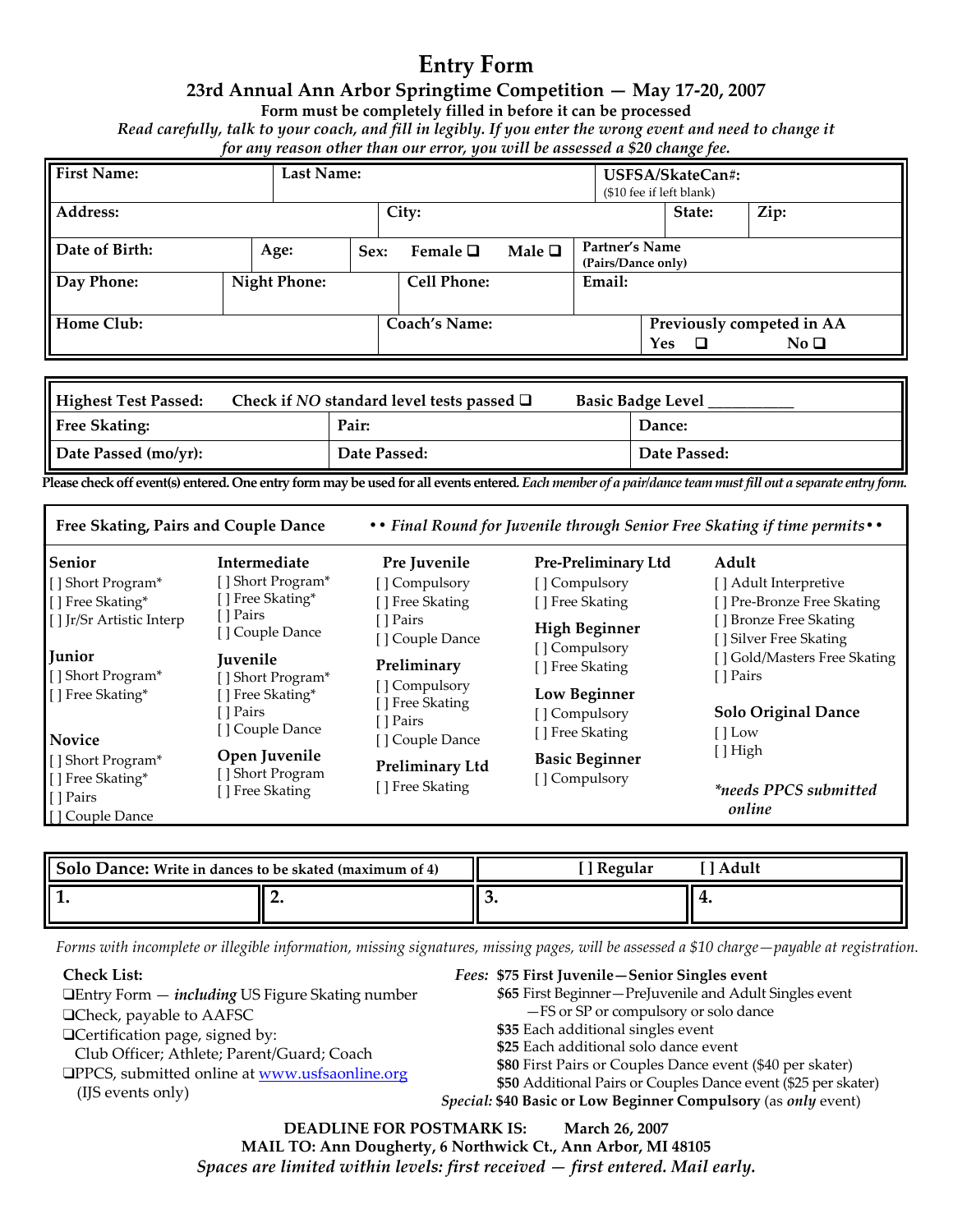# Entry Form

## 23rd Annual Ann Arbor Springtime Competition — May 17-20, 2007

**Form must be completely filled in before it can be processed**

*Read carefully, talk to your coach, and fill in legibly. If you enter the wrong event and need to change it for any reason other than our error, you will be assessed a $20 change fee.*

| **First Name:** | **Last Name:** | | **USFSA/SkateCan#:** ($10 fee if left blank) |
|---|---|---|---|
| **Address:** | **City:** | **State:** | **Zip:** |
| **Date of Birth:** | **Age:** | **Sex:** Female ❑ Male ❑ | **Partner's Name** (Pairs/Dance only) |
| **Day Phone:** | **Night Phone:** | **Cell Phone:** | **Email:** |
| **Home Club:** | | **Coach's Name:** | **Previously competed in AA** Yes ❑ No ❑ |

| **Highest Test Passed:** Check if *NO* standard level tests passed ❑ | | **Basic Badge Level** __________ |
|---|---|---|
| **Free Skating:** | **Pair:** | **Dance:** |
| **Date Passed (mo/yr):** | **Date Passed:** | **Date Passed:** |

**Please check off event(s) entered. One entry form may be used for all events entered.** ***Each member of a pair/dance team must fill out a separate entry form.***

### Free Skating, Pairs and Couple Dance

*• • Final Round for Juvenile through Senior Free Skating if time permits• •*

**Senior**
- [ ] Short Program*
- [ ] Free Skating*
- [ ] Jr/Sr Artistic Interp

**Junior**
- [ ] Short Program*
- [ ] Free Skating*

**Novice**
- [ ] Short Program*
- [ ] Free Skating*
- [ ] Pairs
- [ ] Couple Dance

**Intermediate**
- [ ] Short Program*
- [ ] Free Skating*
- [ ] Pairs
- [ ] Couple Dance

**Juvenile**
- [ ] Short Program*
- [ ] Free Skating*
- [ ] Pairs
- [ ] Couple Dance

**Open Juvenile**
- [ ] Short Program
- [ ] Free Skating

**Pre Juvenile**
- [ ] Compulsory
- [ ] Free Skating
- [ ] Pairs
- [ ] Couple Dance

**Preliminary**
- [ ] Compulsory
- [ ] Free Skating
- [ ] Pairs
- [ ] Couple Dance

**Preliminary Ltd**
- [ ] Free Skating

**Pre-Preliminary Ltd**
- [ ] Compulsory
- [ ] Free Skating

**High Beginner**
- [ ] Compulsory
- [ ] Free Skating

**Low Beginner**
- [ ] Compulsory
- [ ] Free Skating

**Basic Beginner**
- [ ] Compulsory

**Adult**
- [ ] Adult Interpretive
- [ ] Pre-Bronze Free Skating
- [ ] Bronze Free Skating
- [ ] Silver Free Skating
- [ ] Gold/Masters Free Skating
- [ ] Pairs

**Solo Original Dance**
- [ ] Low
- [ ] High

*\*needs PPCS submitted online*

| **Solo Dance:** Write in dances to be skated (maximum of 4) | | [ ] Regular | [ ] Adult |
|---|---|---|---|
| **1.** | **2.** | **3.** | **4.** |

*Forms with incomplete or illegible information, missing signatures, missing pages, will be assessed a $10 charge—payable at registration.*

**Check List:**
- ❑Entry Form — ***including*** US Figure Skating number
- ❑Check, payable to AAFSC
- ❑Certification page, signed by: Club Officer; Athlete; Parent/Guard; Coach
- ❑PPCS, submitted online at www.usfsaonline.org (IJS events only)

*Fees:*
- **$75 First Juvenile—Senior Singles event**
- **$65** First Beginner—PreJuvenile and Adult Singles event —FS or SP or compulsory or solo dance
- **$35** Each additional singles event
- **$25** Each additional solo dance event
- **$80** First Pairs or Couples Dance event ($40 per skater)
- **$50** Additional Pairs or Couples Dance event ($25 per skater)

*Special:* **$40 Basic or Low Beginner Compulsory** (as ***only*** event)

**DEADLINE FOR POSTMARK IS: March 26, 2007**

**MAIL TO: Ann Dougherty, 6 Northwick Ct., Ann Arbor, MI 48105**

***Spaces are limited within levels: first received — first entered. Mail early.***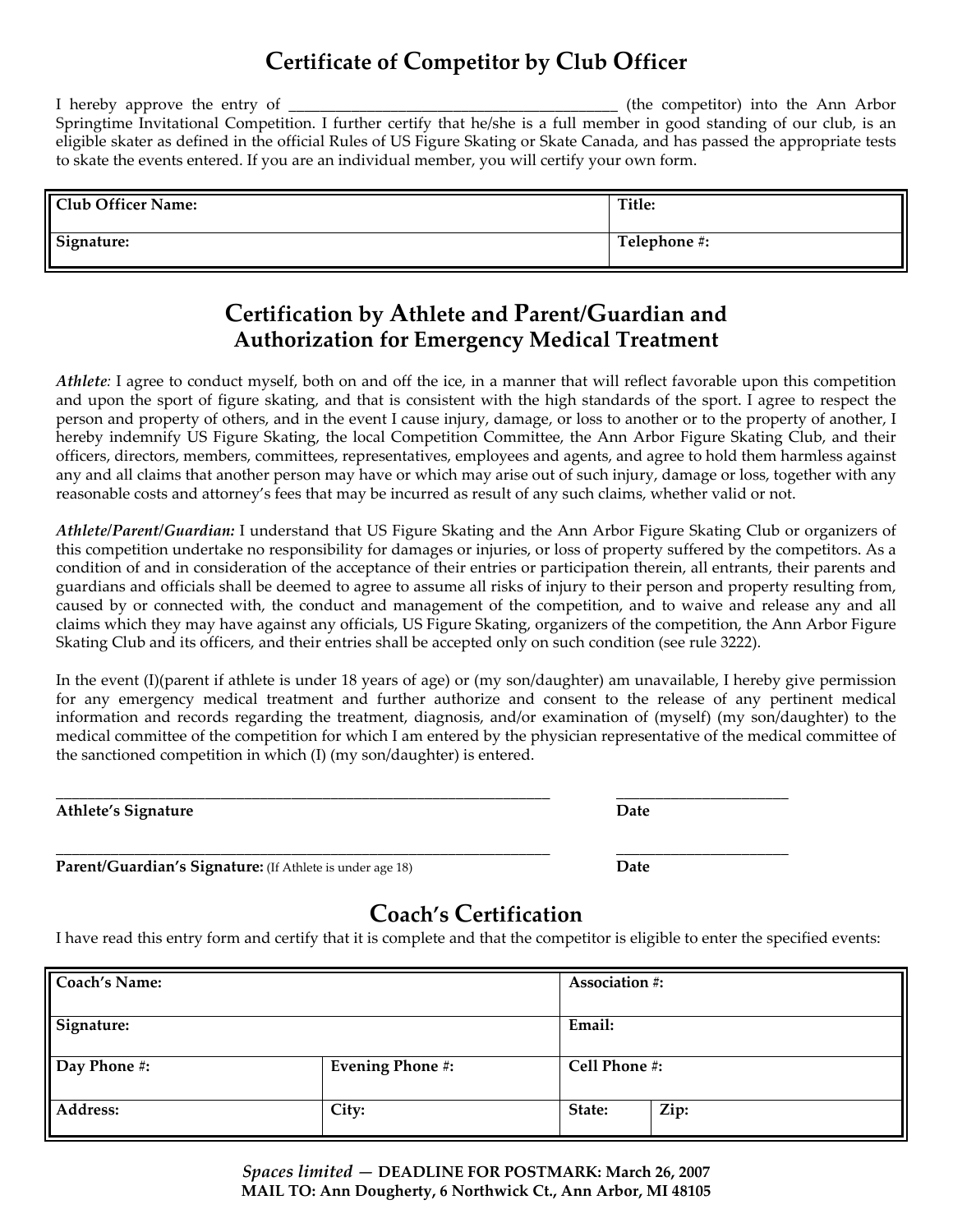## Certificate of Competitor by Club Officer

I hereby approve the entry of ________________________________________ (the competitor) into the Ann Arbor Springtime Invitational Competition. I further certify that he/she is a full member in good standing of our club, is an eligible skater as defined in the official Rules of US Figure Skating or Skate Canada, and has passed the appropriate tests to skate the events entered. If you are an individual member, you will certify your own form.

| Club Officer Name: | Title: |
|---|---|
| Signature: | Telephone #: |

## Certification by Athlete and Parent/Guardian and Authorization for Emergency Medical Treatment

*Athlete:* I agree to conduct myself, both on and off the ice, in a manner that will reflect favorable upon this competition and upon the sport of figure skating, and that is consistent with the high standards of the sport. I agree to respect the person and property of others, and in the event I cause injury, damage, or loss to another or to the property of another, I hereby indemnify US Figure Skating, the local Competition Committee, the Ann Arbor Figure Skating Club, and their officers, directors, members, committees, representatives, employees and agents, and agree to hold them harmless against any and all claims that another person may have or which may arise out of such injury, damage or loss, together with any reasonable costs and attorney's fees that may be incurred as result of any such claims, whether valid or not.

***Athlete/Parent/Guardian:*** I understand that US Figure Skating and the Ann Arbor Figure Skating Club or organizers of this competition undertake no responsibility for damages or injuries, or loss of property suffered by the competitors. As a condition of and in consideration of the acceptance of their entries or participation therein, all entrants, their parents and guardians and officials shall be deemed to agree to assume all risks of injury to their person and property resulting from, caused by or connected with, the conduct and management of the competition, and to waive and release any and all claims which they may have against any officials, US Figure Skating, organizers of the competition, the Ann Arbor Figure Skating Club and its officers, and their entries shall be accepted only on such condition (see rule 3222).

In the event (I)(parent if athlete is under 18 years of age) or (my son/daughter) am unavailable, I hereby give permission for any emergency medical treatment and further authorize and consent to the release of any pertinent medical information and records regarding the treatment, diagnosis, and/or examination of (myself) (my son/daughter) to the medical committee of the competition for which I am entered by the physician representative of the medical committee of the sanctioned competition in which (I) (my son/daughter) is entered.

_______________________________________________ ____________________
**Athlete's Signature** **Date**

_______________________________________________ ____________________
**Parent/Guardian's Signature:** (If Athlete is under age 18) **Date**

## Coach's Certification

I have read this entry form and certify that it is complete and that the competitor is eligible to enter the specified events:

| Coach's Name: | | Association #: | |
|---|---|---|---|
| Signature: | | Email: | |
| Day Phone #: | Evening Phone #: | Cell Phone #: | |
| Address: | City: | State: | Zip: |

*Spaces limited* — **DEADLINE FOR POSTMARK: March 26, 2007**
**MAIL TO: Ann Dougherty, 6 Northwick Ct., Ann Arbor, MI 48105**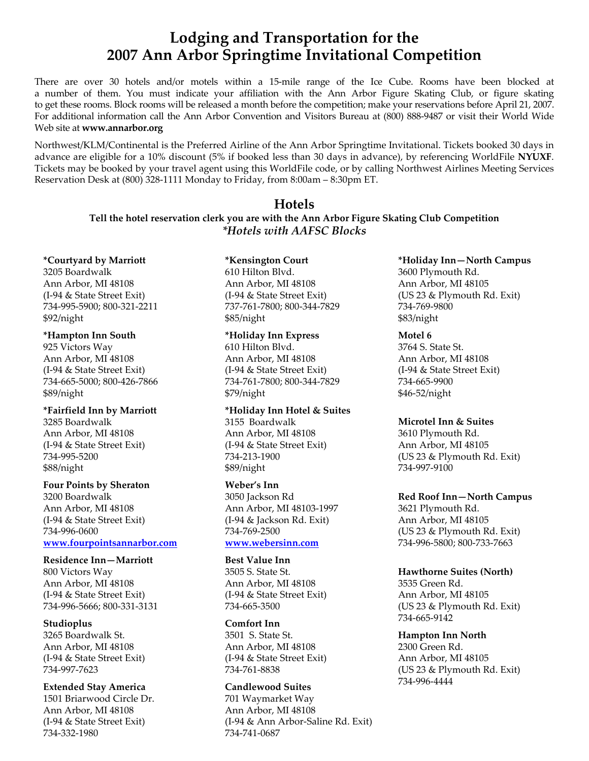# Lodging and Transportation for the 2007 Ann Arbor Springtime Invitational Competition

There are over 30 hotels and/or motels within a 15-mile range of the Ice Cube. Rooms have been blocked at a number of them. You must indicate your affiliation with the Ann Arbor Figure Skating Club, or figure skating to get these rooms. Block rooms will be released a month before the competition; make your reservations before April 21, 2007. For additional information call the Ann Arbor Convention and Visitors Bureau at (800) 888-9487 or visit their World Wide Web site at **www.annarbor.org**

Northwest/KLM/Continental is the Preferred Airline of the Ann Arbor Springtime Invitational. Tickets booked 30 days in advance are eligible for a 10% discount (5% if booked less than 30 days in advance), by referencing WorldFile **NYUXF**. Tickets may be booked by your travel agent using this WorldFile code, or by calling Northwest Airlines Meeting Services Reservation Desk at (800) 328-1111 Monday to Friday, from 8:00am – 8:30pm ET.

## Hotels

**Tell the hotel reservation clerk you are with the Ann Arbor Figure Skating Club Competition**

***Hotels with AAFSC Blocks***

**\*Courtyard by Marriott**
3205 Boardwalk
Ann Arbor, MI 48108
(I-94 & State Street Exit)
734-995-5900; 800-321-2211
$92/night

**\*Hampton Inn South**
925 Victors Way
Ann Arbor, MI 48108
(I-94 & State Street Exit)
734-665-5000; 800-426-7866
$89/night

**\*Fairfield Inn by Marriott**
3285 Boardwalk
Ann Arbor, MI 48108
(I-94 & State Street Exit)
734-995-5200
$88/night

**Four Points by Sheraton**
3200 Boardwalk
Ann Arbor, MI 48108
(I-94 & State Street Exit)
734-996-0600
www.fourpointsannarbor.com

**Residence Inn—Marriott**
800 Victors Way
Ann Arbor, MI 48108
(I-94 & State Street Exit)
734-996-5666; 800-331-3131

**Studioplus**
3265 Boardwalk St.
Ann Arbor, MI 48108
(I-94 & State Street Exit)
734-997-7623

**Extended Stay America**
1501 Briarwood Circle Dr.
Ann Arbor, MI 48108
(I-94 & State Street Exit)
734-332-1980

**\*Kensington Court**
610 Hilton Blvd.
Ann Arbor, MI 48108
(I-94 & State Street Exit)
737-761-7800; 800-344-7829
$85/night

**\*Holiday Inn Express**
610 Hilton Blvd.
Ann Arbor, MI 48108
(I-94 & State Street Exit)
734-761-7800; 800-344-7829
$79/night

**\*Holiday Inn Hotel & Suites**
3155 Boardwalk
Ann Arbor, MI 48108
(I-94 & State Street Exit)
734-213-1900
$89/night

**Weber's Inn**
3050 Jackson Rd
Ann Arbor, MI 48103-1997
(I-94 & Jackson Rd. Exit)
734-769-2500
www.webersinn.com

**Best Value Inn**
3505 S. State St.
Ann Arbor, MI 48108
(I-94 & State Street Exit)
734-665-3500

**Comfort Inn**
3501 S. State St.
Ann Arbor, MI 48108
(I-94 & State Street Exit)
734-761-8838

**Candlewood Suites**
701 Waymarket Way
Ann Arbor, MI 48108
(I-94 & Ann Arbor-Saline Rd. Exit)
734-741-0687

**\*Holiday Inn—North Campus**
3600 Plymouth Rd.
Ann Arbor, MI 48105
(US 23 & Plymouth Rd. Exit)
734-769-9800
$83/night

**Motel 6**
3764 S. State St.
Ann Arbor, MI 48108
(I-94 & State Street Exit)
734-665-9900
$46-52/night

**Microtel Inn & Suites**
3610 Plymouth Rd.
Ann Arbor, MI 48105
(US 23 & Plymouth Rd. Exit)
734-997-9100

**Red Roof Inn—North Campus**
3621 Plymouth Rd.
Ann Arbor, MI 48105
(US 23 & Plymouth Rd. Exit)
734-996-5800; 800-733-7663

**Hawthorne Suites (North)**
3535 Green Rd.
Ann Arbor, MI 48105
(US 23 & Plymouth Rd. Exit)
734-665-9142

**Hampton Inn North**
2300 Green Rd.
Ann Arbor, MI 48105
(US 23 & Plymouth Rd. Exit)
734-996-4444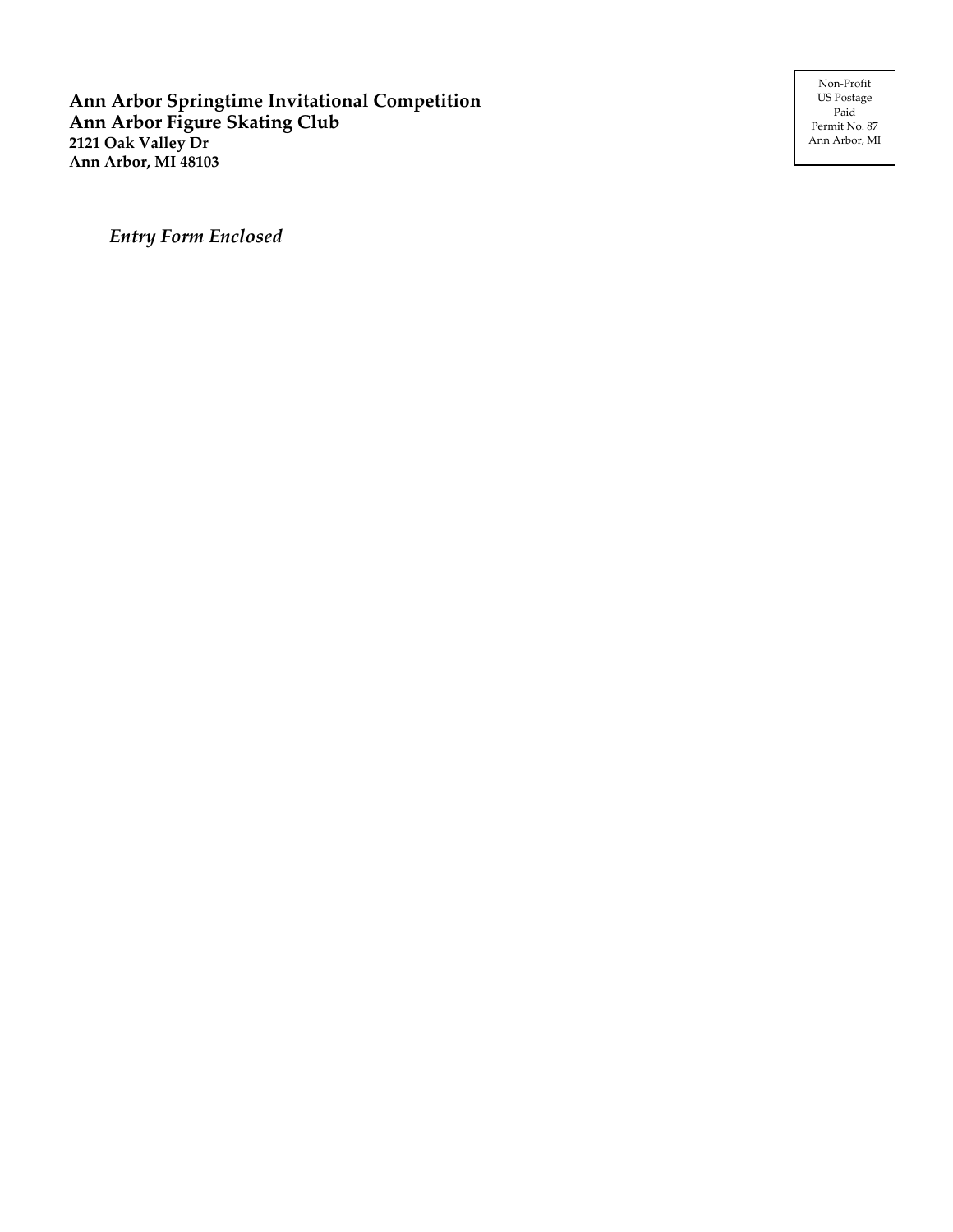**Ann Arbor Springtime Invitational Competition**
**Ann Arbor Figure Skating Club**
**2121 Oak Valley Dr**
**Ann Arbor, MI 48103**

Non-Profit
US Postage
Paid
Permit No. 87
Ann Arbor, MI

***Entry Form Enclosed***